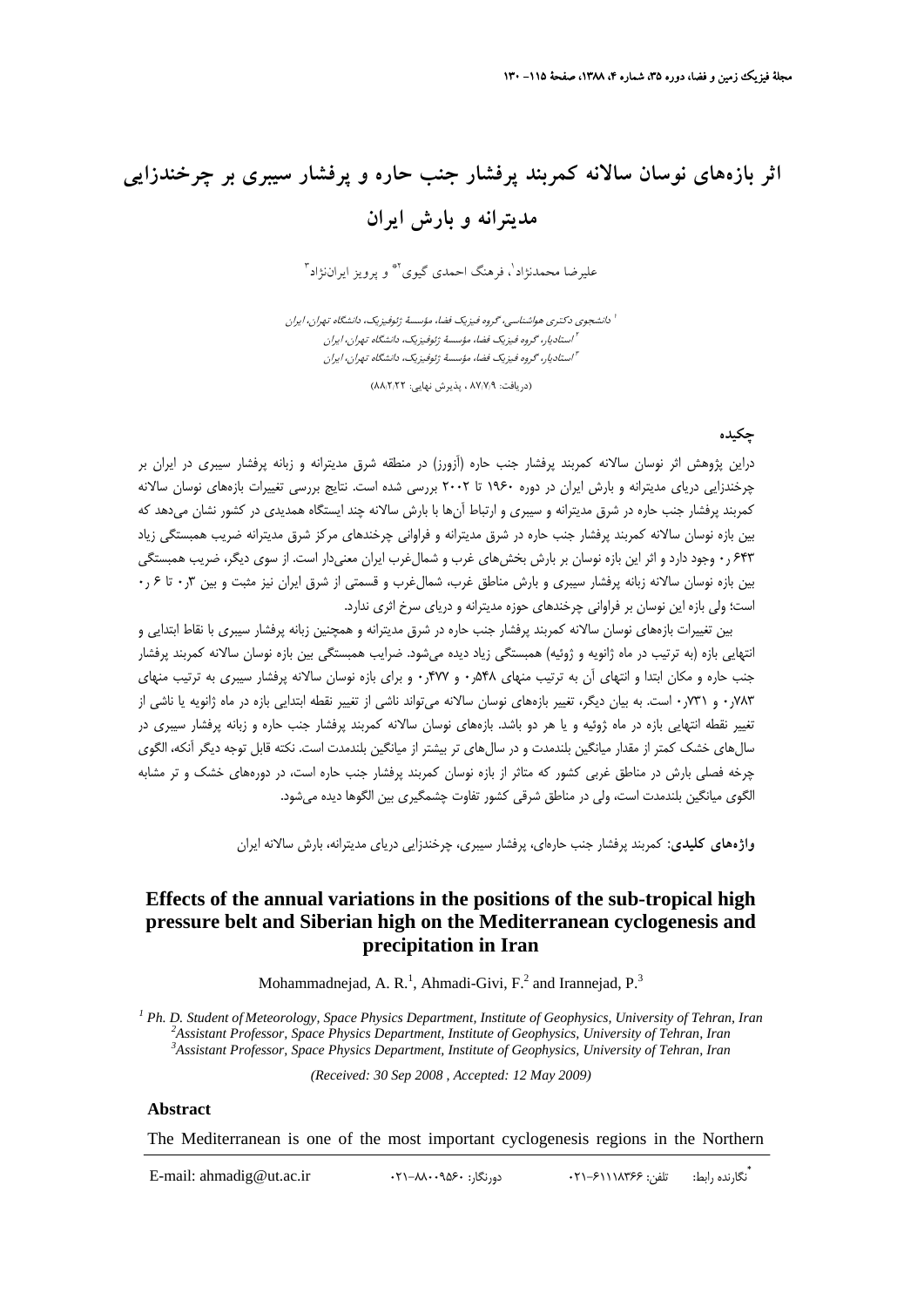# اثر بازه‌های نوسان سالانه کمربند پرفشار جنب حاره و پرفشار سیبری بر چرخندزایی مدیترانه و بارش ایران

علیرضا محمدنژاد[1]، فرهنگ احمدی گیوی[2*] و پرویز ایران‌نژاد[3]

[1] دانشجوی دکتری هواشناسی، گروه فیزیک فضا، مؤسسهٔ ژئوفیزیک، دانشگاه تهران، ایران
[2] استادیار، گروه فیزیک فضا، مؤسسهٔ ژئوفیزیک، دانشگاه تهران، ایران
[3] استادیار، گروه فیزیک فضا، مؤسسهٔ ژئوفیزیک، دانشگاه تهران، ایران

(دریافت: ۸۷/۷/۹ ، پذیرش نهایی: ۸۸/۲/۲۲)

## چکیده

دراین پژوهش اثر نوسان سالانه کمربند پرفشار جنب حاره (آزورز) در منطقه شرق مدیترانه و زبانه پرفشار سیبری در ایران بر چرخندزایی دریای مدیترانه و بارش ایران در دوره ۱۹۶۰ تا ۲۰۰۲ بررسی شده است. نتایج بررسی تغییرات بازه‌های نوسان سالانه کمربند پرفشار جنب حاره در شرق مدیترانه و سیبری و ارتباط آن‌ها با بارش سالانه چند ایستگاه همدیدی در کشور نشان می‌دهد که بین بازه نوسان سالانه کمربند پرفشار جنب حاره در شرق مدیترانه و فراوانی چرخندهای مرکز شرق مدیترانه ضریب همبستگی زیاد ۰٫۶۴۳ وجود دارد و اثر این بازه نوسان بر بارش بخش‌های غرب و شمال‌غرب ایران معنی‌دار است. از سوی دیگر، ضریب همبستگی بین بازه نوسان سالانه زبانه پرفشار سیبری و بارش مناطق غرب، شمال‌غرب و قسمتی از شرق ایران نیز مثبت و بین ۰٫۳ تا ۰٫۶ است؛ ولی این بازه این نوسان بر فراوانی چرخندهای حوزه مدیترانه و دریای سرخ اثری ندارد.

بین تغییرات بازه‌های نوسان سالانه کمربند پرفشار جنب حاره در شرق مدیترانه و همچنین زبانه پرفشار سیبری با نقاط ابتدایی و انتهایی بازه (به ترتیب در ماه ژانویه و ژوئیه) همبستگی زیاد دیده می‌شود. ضرایب همبستگی بین بازه نوسان سالانه کمربند پرفشار جنب حاره و مکان ابتدا و انتهای آن به ترتیب منهای ۰٫۵۴۸ و ۰٫۴۷۷ و برای بازه نوسان سالانه پرفشار سیبری به ترتیب منهای ۰٫۷۸۳ و ۰٫۷۳۱ است. به بیان دیگر، تغییر بازه‌های نوسان سالانه می‌تواند ناشی از تغییر نقطه ابتدایی بازه در ماه ژانویه یا ناشی از تغییر نقطه انتهایی بازه در ماه ژوئیه و یا هر دو باشد. بازه‌های نوسان سالانه کمربند پرفشار جنب حاره و زبانه پرفشار سیبری در سال‌های خشک کمتر از مقدار میانگین بلندمدت و در سال‌های تر بیشتر از میانگین بلندمدت است. نکته قابل توجه دیگر آنکه، الگوی چرخه فصلی بارش در مناطق غربی کشور که متأثر از بازه نوسان کمربند پرفشار جنب حاره است، در دوره‌های خشک و تر مشابه الگوی میانگین بلندمدت است، ولی در مناطق شرقی کشور تفاوت چشمگیری بین الگوها دیده می‌شود.

**واژه‌های کلیدی:** کمربند پرفشار جنب حاره‌ای، پرفشار سیبری، چرخندزایی دریای مدیترانه، بارش سالانه ایران

# Effects of the annual variations in the positions of the sub-tropical high pressure belt and Siberian high on the Mediterranean cyclogenesis and precipitation in Iran

Mohammadnejad, A. R.[1], Ahmadi-Givi, F.[2] and Irannejad, P.[3]

[1] Ph. D. Student of Meteorology, Space Physics Department, Institute of Geophysics, University of Tehran, Iran
[2] Assistant Professor, Space Physics Department, Institute of Geophysics, University of Tehran, Iran
[3] Assistant Professor, Space Physics Department, Institute of Geophysics, University of Tehran, Iran

*(Received: 30 Sep 2008 , Accepted: 12 May 2009)*

## Abstract

The Mediterranean is one of the most important cyclogenesis regions in the Northern

---

\* نگارنده رابط: تلفن: ۰۲۱-۶۱۱۱۸۳۶۶ دورنگار: ۰۲۱-۸۸۰۰۹۵۶۰ E-mail: ahmadig@ut.ac.ir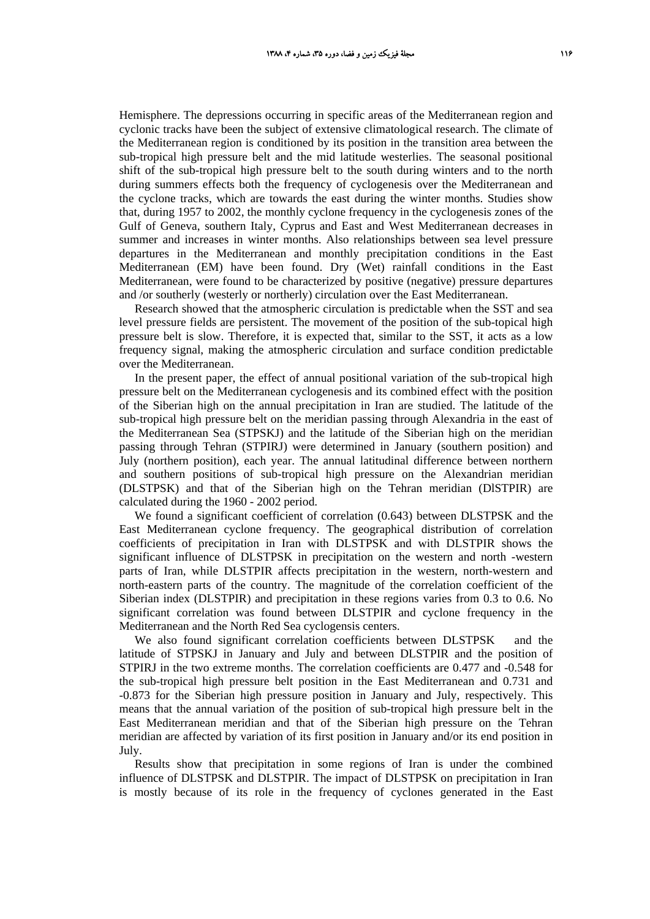Hemisphere. The depressions occurring in specific areas of the Mediterranean region and cyclonic tracks have been the subject of extensive climatological research. The climate of the Mediterranean region is conditioned by its position in the transition area between the sub-tropical high pressure belt and the mid latitude westerlies. The seasonal positional shift of the sub-tropical high pressure belt to the south during winters and to the north during summers effects both the frequency of cyclogenesis over the Mediterranean and the cyclone tracks, which are towards the east during the winter months. Studies show that, during 1957 to 2002, the monthly cyclone frequency in the cyclogenesis zones of the Gulf of Geneva, southern Italy, Cyprus and East and West Mediterranean decreases in summer and increases in winter months. Also relationships between sea level pressure departures in the Mediterranean and monthly precipitation conditions in the East Mediterranean (EM) have been found. Dry (Wet) rainfall conditions in the East Mediterranean, were found to be characterized by positive (negative) pressure departures and /or southerly (westerly or northerly) circulation over the East Mediterranean.

Research showed that the atmospheric circulation is predictable when the SST and sea level pressure fields are persistent. The movement of the position of the sub-topical high pressure belt is slow. Therefore, it is expected that, similar to the SST, it acts as a low frequency signal, making the atmospheric circulation and surface condition predictable over the Mediterranean.

In the present paper, the effect of annual positional variation of the sub-tropical high pressure belt on the Mediterranean cyclogenesis and its combined effect with the position of the Siberian high on the annual precipitation in Iran are studied. The latitude of the sub-tropical high pressure belt on the meridian passing through Alexandria in the east of the Mediterranean Sea (STPSKJ) and the latitude of the Siberian high on the meridian passing through Tehran (STPIRJ) were determined in January (southern position) and July (northern position), each year. The annual latitudinal difference between northern and southern positions of sub-tropical high pressure on the Alexandrian meridian (DLSTPSK) and that of the Siberian high on the Tehran meridian (DlSTPIR) are calculated during the 1960 - 2002 period.

We found a significant coefficient of correlation (0.643) between DLSTPSK and the East Mediterranean cyclone frequency. The geographical distribution of correlation coefficients of precipitation in Iran with DLSTPSK and with DLSTPIR shows the significant influence of DLSTPSK in precipitation on the western and north -western parts of Iran, while DLSTPIR affects precipitation in the western, north-western and north-eastern parts of the country. The magnitude of the correlation coefficient of the Siberian index (DLSTPIR) and precipitation in these regions varies from 0.3 to 0.6. No significant correlation was found between DLSTPIR and cyclone frequency in the Mediterranean and the North Red Sea cyclogensis centers.

We also found significant correlation coefficients between DLSTPSK and the latitude of STPSKJ in January and July and between DLSTPIR and the position of STPIRJ in the two extreme months. The correlation coefficients are 0.477 and -0.548 for the sub-tropical high pressure belt position in the East Mediterranean and 0.731 and -0.873 for the Siberian high pressure position in January and July, respectively. This means that the annual variation of the position of sub-tropical high pressure belt in the East Mediterranean meridian and that of the Siberian high pressure on the Tehran meridian are affected by variation of its first position in January and/or its end position in July.

Results show that precipitation in some regions of Iran is under the combined influence of DLSTPSK and DLSTPIR. The impact of DLSTPSK on precipitation in Iran is mostly because of its role in the frequency of cyclones generated in the East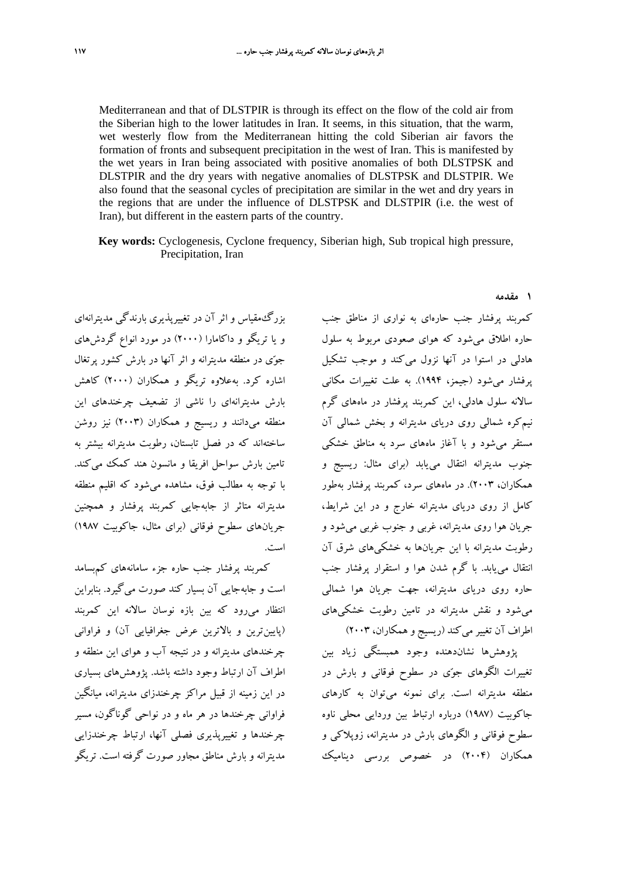Mediterranean and that of DLSTPIR is through its effect on the flow of the cold air from the Siberian high to the lower latitudes in Iran. It seems, in this situation, that the warm, wet westerly flow from the Mediterranean hitting the cold Siberian air favors the formation of fronts and subsequent precipitation in the west of Iran. This is manifested by the wet years in Iran being associated with positive anomalies of both DLSTPSK and DLSTPIR and the dry years with negative anomalies of DLSTPSK and DLSTPIR. We also found that the seasonal cycles of precipitation are similar in the wet and dry years in the regions that are under the influence of DLSTPSK and DLSTPIR (i.e. the west of Iran), but different in the eastern parts of the country.

**Key words:** Cyclogenesis, Cyclone frequency, Siberian high, Sub tropical high pressure, Precipitation, Iran

## ۱ مقدمه

کمربند پرفشار جنب حاره‌ای به نواری از مناطق جنب حاره اطلاق می‌شود که هوای صعودی مربوط به سلول هادلی در استوا در آنها نزول می‌کند و موجب تشکیل پرفشار می‌شود (جیمز، ۱۹۹۴). به علت تغییرات مکانی سالانه سلول هادلی، این کمربند پرفشار در ماه‌های گرم نیم‌کره شمالی روی دریای مدیترانه و بخش شمالی آن مستقر می‌شود و با آغاز ماه‌های سرد به مناطق خشکی جنوب مدیترانه انتقال می‌یابد (برای مثال: ریسیج و همکاران، ۲۰۰۳). در ماه‌های سرد، کمربند پرفشار به‌طور کامل از روی دریای مدیترانه خارج و در این شرایط، جریان هوا روی مدیترانه، غربی و جنوب غربی می‌شود و رطوبت مدیترانه با این جریان‌ها به خشکی‌های شرق آن انتقال می‌یابد. با گرم شدن هوا و استقرار پرفشار جنب حاره روی دریای مدیترانه، جهت جریان هوا شمالی می‌شود و نقش مدیترانه در تامین رطوبت خشکی‌های اطراف آن تغییر می‌کند (ریسیج و همکاران، ۲۰۰۳)

پژوهش‌ها نشان‌دهنده وجود همبستگی زیاد بین تغییرات الگوهای جوّی در سطوح فوقانی و بارش در منطقه مدیترانه است. برای نمونه می‌توان به کارهای جاکوبیت (۱۹۸۷) درباره ارتباط بین وردایی محلی ناوه سطوح فوقانی و الگوهای بارش در مدیترانه، زوپلاکی و همکاران (۲۰۰۴) در خصوص بررسی دینامیک بزرگ‌مقیاس و اثر آن در تغییرپذیری بارندگی مدیترانه‌ای و یا تریگو و داکامارا (۲۰۰۰) در مورد انواع گردش‌های جوّی در منطقه مدیترانه و اثر آنها در بارش کشور پرتغال اشاره کرد. به‌علاوه تریگو و همکاران (۲۰۰۰) کاهش بارش مدیترانه‌ای را ناشی از تضعیف چرخندهای این منطقه می‌دانند و ریسیج و همکاران (۲۰۰۳) نیز روشن ساخته‌اند که در فصل تابستان، رطوبت مدیترانه بیشتر به تامین بارش سواحل افریقا و مانسون هند کمک می‌کند. با توجه به مطالب فوق، مشاهده می‌شود که اقلیم منطقه مدیترانه متاثر از جابه‌جایی کمربند پرفشار و همچنین جریان‌های سطوح فوقانی (برای مثال، جاکوبیت ۱۹۸۷) است.

کمربند پرفشار جنب حاره جزء سامانه‌های کم‌بسامد است و جابه‌جایی آن بسیار کند صورت می‌گیرد. بنابراین انتظار می‌رود که بین بازه نوسان سالانه این کمربند (پایین‌ترین و بالاترین عرض جغرافیایی آن) و فراوانی چرخندهای مدیترانه و در نتیجه آب و هوای این منطقه و اطراف آن ارتباط وجود داشته باشد. پژوهش‌های بسیاری در این زمینه از قبیل مراکز چرخندزای مدیترانه، میانگین فراوانی چرخندها در هر ماه و در نواحی گوناگون، مسیر چرخندها و تغییرپذیری فصلی آنها، ارتباط چرخندزایی مدیترانه و بارش مناطق مجاور صورت گرفته است. تریگو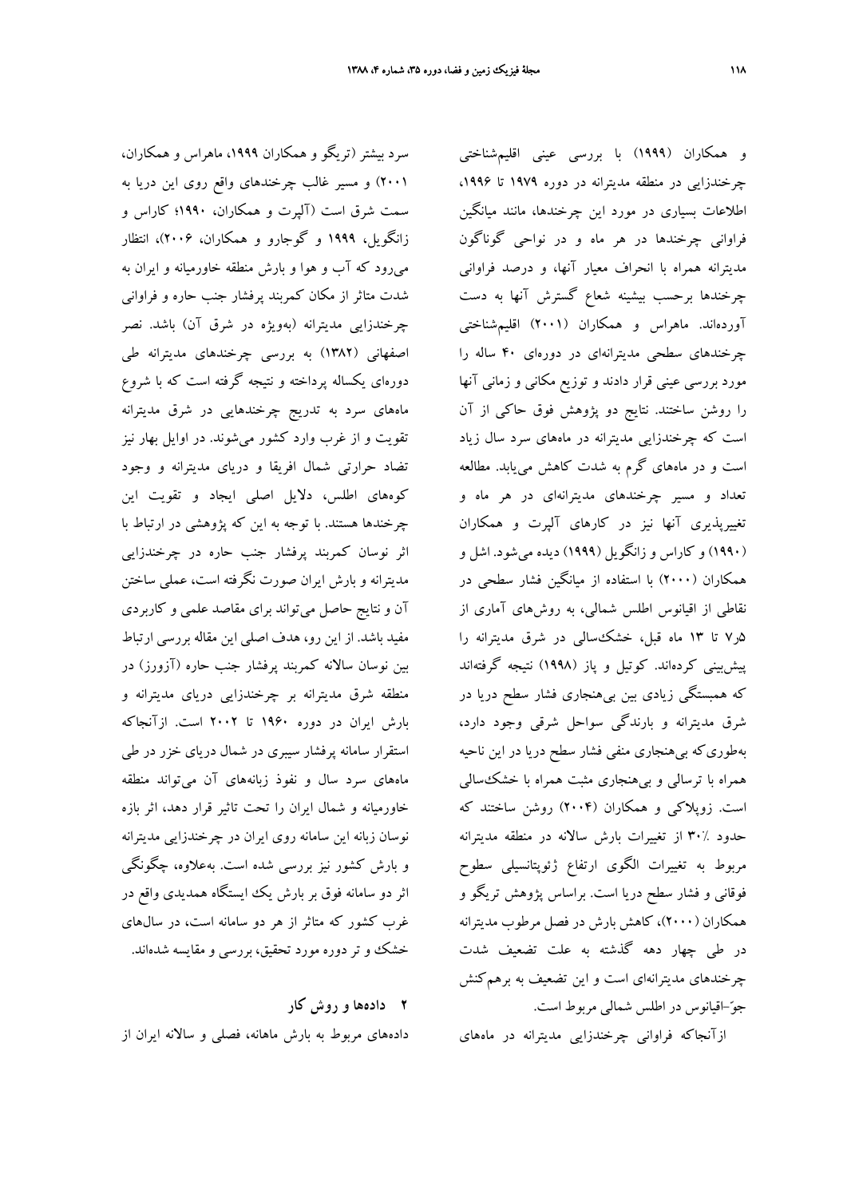و همکاران (۱۹۹۹) با بررسی عینی اقلیم‌شناختی چرخندزایی در منطقه مدیترانه در دوره ۱۹۷۹ تا ۱۹۹۶، اطلاعات بسیاری در مورد این چرخندها، مانند میانگین فراوانی چرخندها در هر ماه و در نواحی گوناگون مدیترانه همراه با انحراف معیار آنها، و درصد فراوانی چرخندها برحسب بیشینه شعاع گسترش آنها به دست آورده‌اند. ماهراس و همکاران (۲۰۰۱) اقلیم‌شناختی چرخندهای سطحی مدیترانه‌ای در دوره‌ای ۴۰ ساله را مورد بررسی عینی قرار دادند و توزیع مکانی و زمانی آنها را روشن ساختند. نتایج دو پژوهش فوق حاکی از آن است که چرخندزایی مدیترانه در ماه‌های سرد سال زیاد است و در ماه‌های گرم به شدت کاهش می‌یابد. مطالعه تعداد و مسیر چرخندهای مدیترانه‌ای در هر ماه و تغییرپذیری آنها نیز در کارهای آلپرت و همکاران (۱۹۹۰) و کاراس و زانگویل (۱۹۹۹) دیده می‌شود. اشل و همکاران (۲۰۰۰) با استفاده از میانگین فشار سطحی در نقاطی از اقیانوس اطلس شمالی، به روش‌های آماری از ۷٫۵ تا ۱۳ ماه قبل، خشک‌سالی در شرق مدیترانه را پیش‌بینی کرده‌اند. کوتیل و پاز (۱۹۹۸) نتیجه گرفته‌اند که همبستگی زیادی بین بی‌هنجاری فشار سطح دریا در شرق مدیترانه و بارندگی سواحل شرقی وجود دارد، به‌طوری‌که بی‌هنجاری منفی فشار سطح دریا در این ناحیه همراه با ترسالی و بی‌هنجاری مثبت همراه با خشک‌سالی است. زوپلاکی و همکاران (۲۰۰۴) روشن ساختند که حدود ٪۳۰ از تغییرات بارش سالانه در منطقه مدیترانه مربوط به تغییرات الگوی ارتفاع ژئوپتانسیلی سطوح فوقانی و فشار سطح دریا است. براساس پژوهش تریگو و همکاران (۲۰۰۰)، کاهش بارش در فصل مرطوب مدیترانه در طی چهار دهه گذشته به علت تضعیف شدت چرخندهای مدیترانه‌ای است و این تضعیف به برهم‌کنش جوّ–اقیانوس در اطلس شمالی مربوط است.

ازآنجاکه فراوانی چرخندزایی مدیترانه در ماه‌های سرد بیشتر (تریگو و همکاران ۱۹۹۹، ماهراس و همکاران، ۲۰۰۱) و مسیر غالب چرخندهای واقع روی این دریا به سمت شرق است (آلپرت و همکاران، ۱۹۹۰؛ کاراس و زانگویل، ۱۹۹۹ و گوجارو و همکاران، ۲۰۰۶)، انتظار می‌رود که آب و هوا و بارش منطقه خاورمیانه و ایران به شدت متاثر از مکان کمربند پرفشار جنب حاره و فراوانی چرخندزایی مدیترانه (به‌ویژه در شرق آن) باشد. نصر اصفهانی (۱۳۸۲) به بررسی چرخندهای مدیترانه طی دوره‌ای یکساله پرداخته و نتیجه گرفته است که با شروع ماه‌های سرد به تدریج چرخندهایی در شرق مدیترانه تقویت و از غرب وارد کشور می‌شوند. در اوایل بهار نیز تضاد حرارتی شمال افریقا و دریای مدیترانه و وجود کوه‌های اطلس، دلایل اصلی ایجاد و تقویت این چرخندها هستند. با توجه به این که پژوهشی در ارتباط با اثر نوسان کمربند پرفشار جنب حاره در چرخندزایی مدیترانه و بارش ایران صورت نگرفته است، عملی ساختن آن و نتایج حاصل می‌تواند برای مقاصد علمی و کاربردی مفید باشد. از این رو، هدف اصلی این مقاله بررسی ارتباط بین نوسان سالانه کمربند پرفشار جنب حاره (آزورز) در منطقه شرق مدیترانه بر چرخندزایی دریای مدیترانه و بارش ایران در دوره ۱۹۶۰ تا ۲۰۰۲ است. ازآنجاکه استقرار سامانه پرفشار سیبری در شمال دریای خزر در طی ماه‌های سرد سال و نفوذ زبانه‌های آن می‌تواند منطقه خاورمیانه و شمال ایران را تحت تاثیر قرار دهد، اثر بازه نوسان زبانه این سامانه روی ایران در چرخندزایی مدیترانه و بارش کشور نیز بررسی شده است. به‌علاوه، چگونگی اثر دو سامانه فوق بر بارش یک ایستگاه همدیدی واقع در غرب کشور که متاثر از هر دو سامانه است، در سال‌های خشک و تر دوره مورد تحقیق، بررسی و مقایسه شده‌اند.

## ۲ داده‌ها و روش کار

داده‌های مربوط به بارش ماهانه، فصلی و سالانه ایران از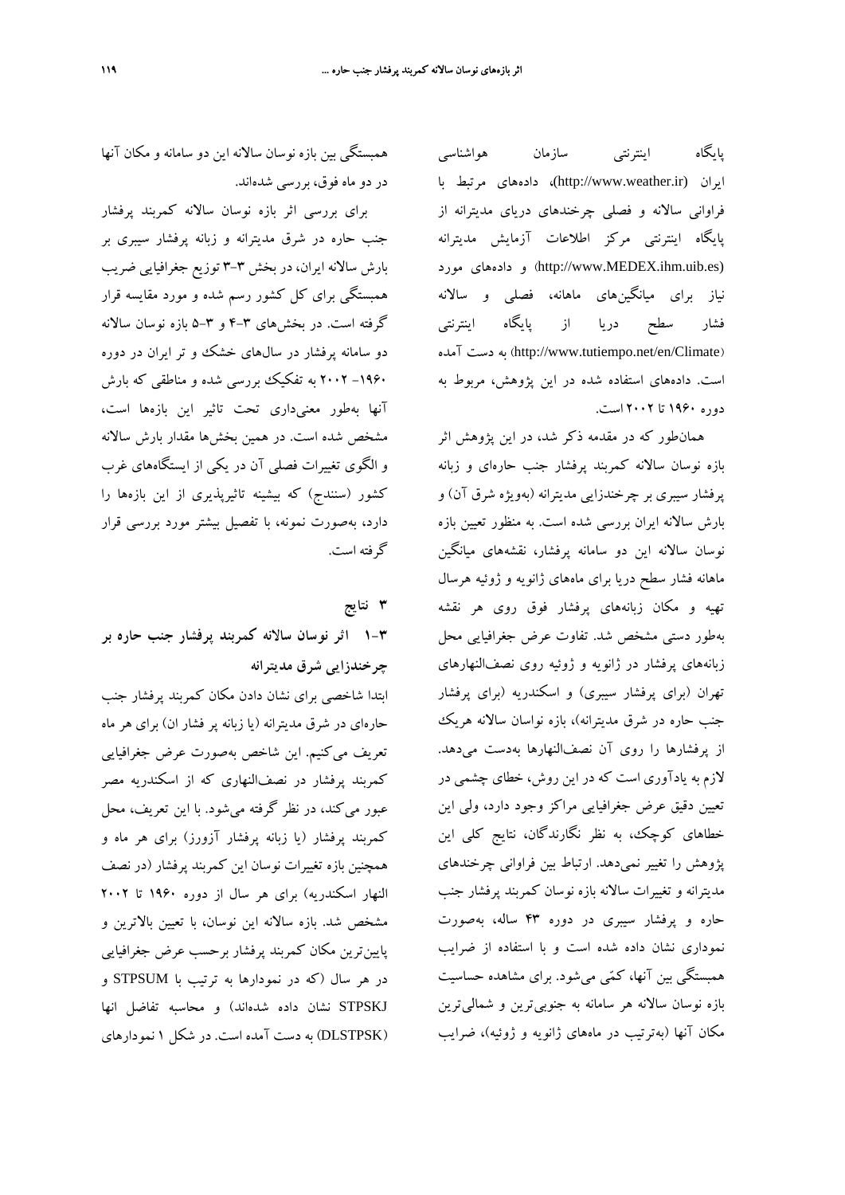پایگاه اینترنتی سازمان هواشناسی ایران (http://www.weather.ir)، داده‌های مرتبط با فراوانی سالانه و فصلی چرخندهای دریای مدیترانه از پایگاه اینترنتی مرکز اطلاعات آزمایش مدیترانه (http://www.MEDEX.ihm.uib.es) و داده‌های مورد نیاز برای میانگین‌های ماهانه، فصلی و سالانه فشار سطح دریا از پایگاه اینترنتی (http://www.tutiempo.net/en/Climate) به دست آمده است. داده‌های استفاده شده در این پژوهش، مربوط به دوره ۱۹۶۰ تا ۲۰۰۲ است.

همان‌طور که در مقدمه ذکر شد، در این پژوهش اثر بازه نوسان سالانه کمربند پرفشار جنب حاره‌ای و زبانه پرفشار سیبری بر چرخندزایی مدیترانه (به‌ویژه شرق آن) و بارش سالانه ایران بررسی شده است. به منظور تعیین بازه نوسان سالانه این دو سامانه پرفشار، نقشه‌های میانگین ماهانه فشار سطح دریا برای ماه‌های ژانویه و ژوئیه هرسال تهیه و مکان زبانه‌های پرفشار فوق روی هر نقشه به‌طور دستی مشخص شد. تفاوت عرض جغرافیایی محل زبانه‌های پرفشار در ژانویه و ژوئیه روی نصف‌النهارهای تهران (برای پرفشار سیبری) و اسکندریه (برای پرفشار جنب حاره در شرق مدیترانه)، بازه نواسان سالانه هریک از پرفشارها را روی آن نصف‌النهارها به‌دست می‌دهد. لازم به یادآوری است که در این روش، خطای چشمی در تعیین دقیق عرض جغرافیایی مراکز وجود دارد، ولی این خطاهای کوچک، به نظر نگارندگان، نتایج کلی این پژوهش را تغییر نمی‌دهد. ارتباط بین فراوانی چرخندهای مدیترانه و تغییرات سالانه بازه نوسان کمربند پرفشار جنب حاره و پرفشار سیبری در دوره ۴۳ ساله، به‌صورت نموداری نشان داده شده است و با استفاده از ضرایب همبستگی بین آنها، کمّی می‌شود. برای مشاهده حساسیت بازه نوسان سالانه هر سامانه به جنوبی‌ترین و شمالی‌ترین مکان آنها (به‌ترتیب در ماه‌های ژانویه و ژوئیه)، ضرایب همبستگی بین بازه نوسان سالانه این دو سامانه و مکان آنها در دو ماه فوق، بررسی شده‌اند.

برای بررسی اثر بازه نوسان سالانه کمربند پرفشار جنب حاره در شرق مدیترانه و زبانه پرفشار سیبری بر بارش سالانه ایران، در بخش ۳-۳ توزیع جغرافیایی ضریب همبستگی برای کل کشور رسم شده و مورد مقایسه قرار گرفته است. در بخش‌های ۳-۴ و ۳-۵ بازه نوسان سالانه دو سامانه پرفشار در سال‌های خشک و تر ایران در دوره ۱۹۶۰- ۲۰۰۲ به تفکیک بررسی شده و مناطقی که بارش آنها به‌طور معنی‌داری تحت تاثیر این بازه‌ها است، مشخص شده است. در همین بخش‌ها مقدار بارش سالانه و الگوی تغییرات فصلی آن در یکی از ایستگاه‌های غرب کشور (سنندج) که بیشینه تاثیرپذیری از این بازه‌ها را دارد، به‌صورت نمونه، با تفصیل بیشتر مورد بررسی قرار گرفته است.

## ۳ نتایج

### ۳-۱ اثر نوسان سالانه کمربند پرفشار جنب حاره بر چرخندزایی شرق مدیترانه

ابتدا شاخصی برای نشان دادن مکان کمربند پرفشار جنب حاره‌ای در شرق مدیترانه (یا زبانه پر فشار ان) برای هر ماه تعریف می‌کنیم. این شاخص به‌صورت عرض جغرافیایی کمربند پرفشار در نصف‌النهاری که از اسکندریه مصر عبور می‌کند، در نظر گرفته می‌شود. با این تعریف، محل کمربند پرفشار (یا زبانه پرفشار آزورز) برای هر ماه و همچنین بازه تغییرات نوسان این کمربند پرفشار (در نصف النهار اسکندریه) برای هر سال از دوره ۱۹۶۰ تا ۲۰۰۲ مشخص شد. بازه سالانه این نوسان، با تعیین بالاترین و پایین‌ترین مکان کمربند پرفشار برحسب عرض جغرافیایی در هر سال (که در نمودارها به ترتیب با STPSUM و STPSKJ نشان داده شده‌اند) و محاسبه تفاضل انها (DLSTPSK) به دست آمده است. در شکل ۱ نمودارهای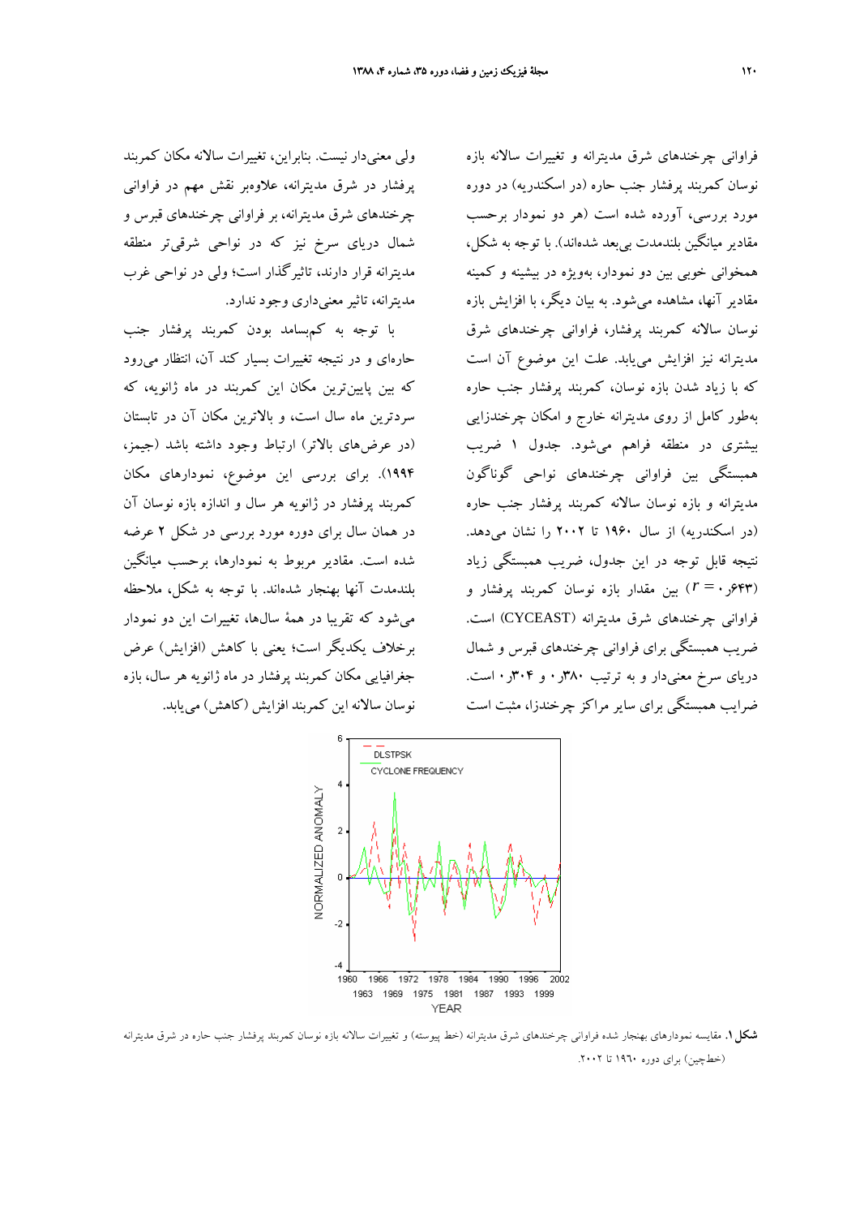فراوانی چرخندهای شرق مدیترانه و تغییرات سالانه بازه نوسان کمربند پرفشار جنب حاره (در اسکندریه) در دوره مورد بررسی، آورده شده است (هر دو نمودار برحسب مقادیر میانگین بلندمدت بی‌بعد شده‌اند). با توجه به شکل، همخوانی خوبی بین دو نمودار، به‌ویژه در بیشینه و کمینه مقادیر آنها، مشاهده می‌شود. به بیان دیگر، با افزایش بازه نوسان سالانه کمربند پرفشار، فراوانی چرخندهای شرق مدیترانه نیز افزایش می‌یابد. علت این موضوع آن است که با زیاد شدن بازه نوسان، کمربند پرفشار جنب حاره به‌طور کامل از روی مدیترانه خارج و امکان چرخندزایی بیشتری در منطقه فراهم می‌شود. جدول ۱ ضریب همبستگی بین فراوانی چرخندهای نواحی گوناگون مدیترانه و بازه نوسان سالانه کمربند پرفشار جنب حاره (در اسکندریه) از سال ۱۹۶۰ تا ۲۰۰۲ را نشان می‌دهد. نتیجه قابل توجه در این جدول، ضریب همبستگی زیاد ($r =$ ۰٫۶۴۳) بین مقدار بازه نوسان کمربند پرفشار و فراوانی چرخندهای شرق مدیترانه (CYCEAST) است. ضریب همبستگی برای فراوانی چرخندهای قبرس و شمال دریای سرخ معنی‌دار و به ترتیب ۰٫۳۸۰ و ۰٫۳۰۴ است. ضرایب همبستگی برای سایر مراکز چرخندزا، مثبت است ولی معنی‌دار نیست. بنابراین، تغییرات سالانه مکان کمربند پرفشار در شرق مدیترانه، علاوه‌بر نقش مهم در فراوانی چرخندهای شرق مدیترانه، بر فراوانی چرخندهای قبرس و شمال دریای سرخ نیز که در نواحی شرقی‌تر منطقه مدیترانه قرار دارند، تاثیرگذار است؛ ولی در نواحی غرب مدیترانه، تاثیر معنی‌داری وجود ندارد.

با توجه به کم‌سامد بودن کمربند پرفشار جنب حاره‌ای و در نتیجه تغییرات بسیار کند آن، انتظار می‌رود که بین پایین‌ترین مکان این کمربند در ماه ژانویه، که سردترین ماه سال است، و بالاترین مکان آن در تابستان (در عرض‌های بالاتر) ارتباط وجود داشته باشد (جیمز، ۱۹۹۴). برای بررسی این موضوع، نمودارهای مکان کمربند پرفشار در ژانویه هر سال و اندازه بازه نوسان آن در همان سال برای دوره مورد بررسی در شکل ۲ عرضه شده است. مقادیر مربوط به نمودارها، برحسب میانگین بلندمدت آنها بهنجار شده‌اند. با توجه به شکل، ملاحظه می‌شود که تقریبا در همهٔ سال‌ها، تغییرات این دو نمودار برخلاف یکدیگر است؛ یعنی با کاهش (افزایش) عرض جغرافیایی مکان کمربند پرفشار در ماه ژانویه هر سال، بازه نوسان سالانه این کمربند افزایش (کاهش) می‌یابد.

**شکل ۱.** مقایسه نمودارهای بهنجار شده فراوانی چرخندهای شرق مدیترانه (خط پیوسته) و تغییرات سالانه بازه نوسان کمربند پرفشار جنب حاره در شرق مدیترانه (خطچین) برای دوره ۱۹۶۰ تا ۲۰۰۲.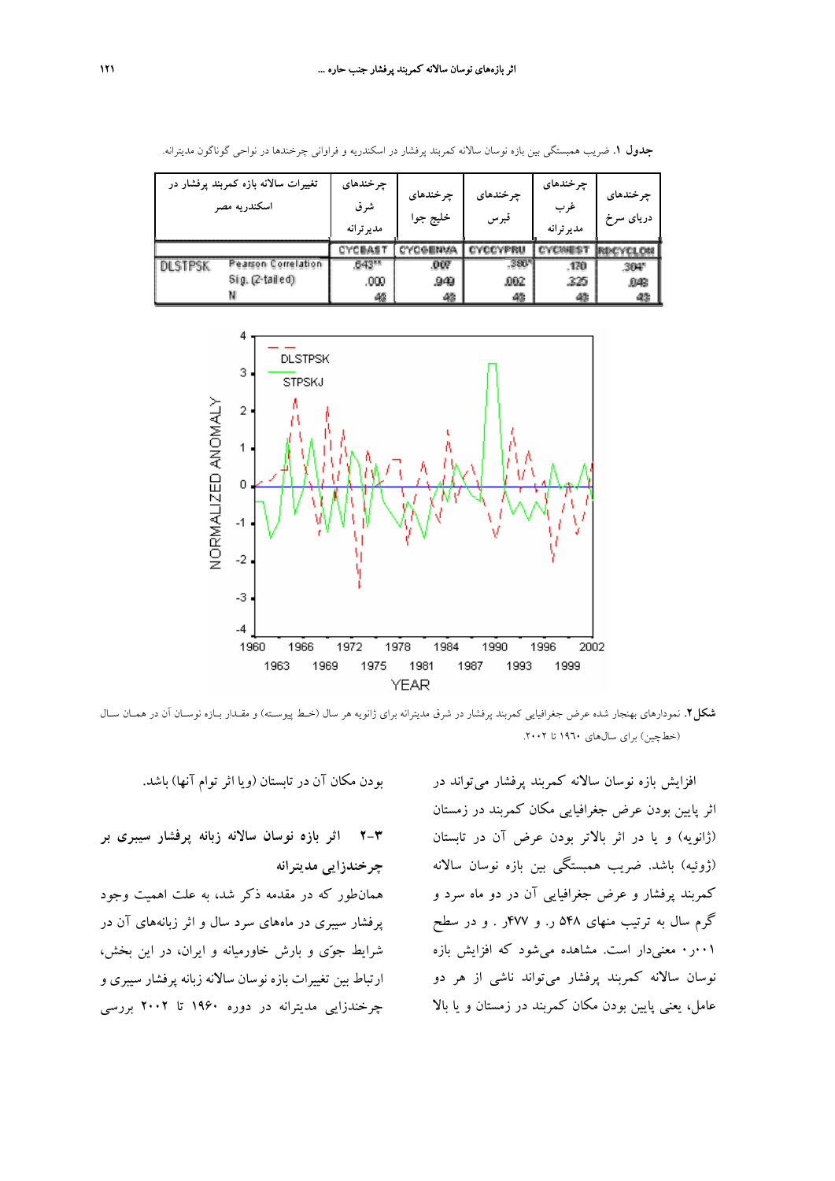**جدول ۱.** ضریب همبستگی بین بازه نوسان سالانه کمربند پرفشار در اسکندریه و فراوانی چرخندها در نواحی گوناگون مدیترانه.

| تغییرات سالانه بازه کمربند پرفشار در اسکندریه مصر | | چرخندهای شرق مدیترانه | چرخندهای خلیج جوا | چرخندهای قبرس | چرخندهای غرب مدیترانه | چرخندهای دریای سرخ |
|---|---|---|---|---|---|---|
| | | CYCEAST | CYCGENVA | CYCCYPRU | CYCWEST | RDCYCLON |
| DLSTPSK | Pearson Correlation | .643** | .007 | .380* | .170 | .304* |
| | Sig. (2-tailed) | .000 | .949 | .002 | .325 | .048 |
| | N | 43 | 43 | 43 | 43 | 43 |

**شکل ۲.** نمودارهای بهنجار شده عرض جغرافیایی کمربند پرفشار در شرق مدیترانه برای ژانویه هر سال (خط پیوسته) و مقدار بازه نوسان آن در همان سال (خطچین) برای سال‌های ۱۹۶۰ تا ۲۰۰۲.

افزایش بازه نوسان سالانه کمربند پرفشار می‌تواند در اثر پایین بودن عرض جغرافیایی مکان کمربند در زمستان (ژانویه) و یا در اثر بالاتر بودن عرض آن در تابستان (ژوئیه) باشد. ضریب همبستگی بین بازه نوسان سالانه کمربند پرفشار و عرض جغرافیایی آن در دو ماه سرد و گرم سال به ترتیب منهای ۵۴۸ ر. و ۴۷۷ . و در سطح ۰۰۱ر۰ معنی‌دار است. مشاهده می‌شود که افزایش بازه نوسان سالانه کمربند پرفشار می‌تواند ناشی از هر دو عامل، یعنی پایین بودن مکان کمربند در زمستان و یا بالا بودن مکان آن در تابستان (و یا اثر توام آنها) باشد.

### ۳-۲ اثر بازه نوسان سالانه زبانه پرفشار سیبری بر چرخندزایی مدیترانه

همانطور که در مقدمه ذکر شد، به علت اهمیت وجود پرفشار سیبری در ماه‌های سرد سال و اثر زبانه‌های آن در شرایط جوّی و بارش خاورمیانه و ایران، در این بخش، ارتباط بین تغییرات بازه نوسان سالانه زبانه پرفشار سیبری و چرخندزایی مدیترانه در دوره ۱۹۶۰ تا ۲۰۰۲ بررسی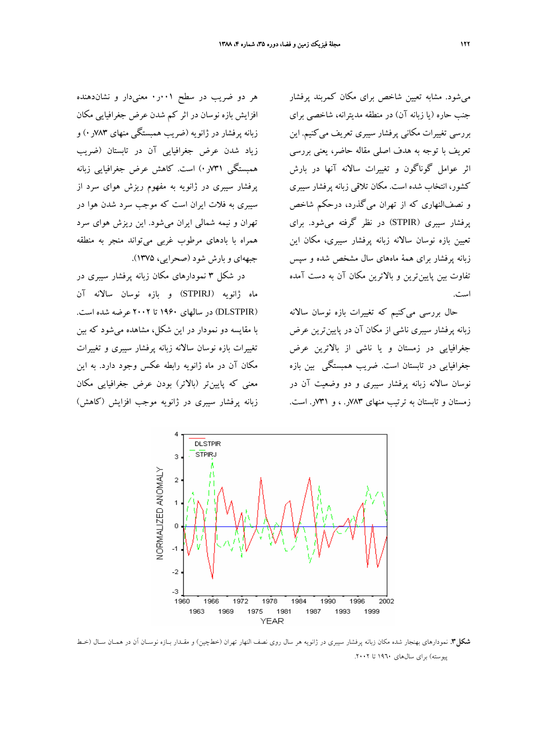می‌شود. مشابه تعیین شاخص برای مکان کمربند پرفشار جنب حاره (یا زبانه آن) در منطقه مدیترانه، شاخصی برای بررسی تغییرات مکانی پرفشار سیبری تعریف می‌کنیم. این تعریف با توجه به هدف اصلی مقاله حاضر، یعنی بررسی اثر عوامل گوناگون و تغییرات سالانه آنها در بارش کشور، انتخاب شده است. مکان تلاقی زبانه پرفشار سیبری و نصف‌النهاری که از تهران می‌گذرد، درحکم شاخص پرفشار سیبری (STPIR) در نظر گرفته می‌شود. برای تعیین بازه نوسان سالانه زبانه پرفشار سیبری، مکان این زبانه پرفشار برای همهٔ ماه‌های سال مشخص شده و سپس تفاوت بین پایین‌ترین و بالاترین مکان آن به دست آمده است.

حال بررسی می‌کنیم که تغییرات بازه نوسان سالانه زبانه پرفشار سیبری ناشی از مکان آن در پایین‌ترین عرض جغرافیایی در زمستان و یا ناشی از بالاترین عرض جغرافیایی در تابستان است. ضریب همبستگی بین بازه نوسان سالانه زبانه پرفشار سیبری و دو وضعیت آن در زمستان و تابستان به ترتیب منهای ۷۸۳ر. ، و ۷۳۱ر. است.

هر دو ضریب در سطح ۰۰۱ر۰ معنی‌دار و نشان‌دهنده افزایش بازه نوسان در اثر کم شدن عرض جغرافیایی مکان زبانه پرفشار در ژانویه (ضریب همبستگی منهای ۷۸۳ر۰) و زیاد شدن عرض جغرافیایی آن در تابستان (ضریب همبستگی ۷۳۱ر۰) است. کاهش عرض جغرافیایی زبانه پرفشار سیبری در ژانویه به مفهوم ریزش هوای سرد از سیبری به فلات ایران است که موجب سرد شدن هوا در تهران و نیمه شمالی ایران می‌شود. این ریزش هوای سرد همراه با بادهای مرطوب غربی می‌تواند منجر به منطقه جبهه‌ای و بارش شود (صحرایی، ۱۳۷۵).

در شکل ۳ نمودارهای مکان زبانه پرفشار سیبری در ماه ژانویه (STPIRJ) و بازه نوسان سالانه آن (DLSTPIR) در سالهای ۱۹۶۰ تا ۲۰۰۲ عرضه شده است. با مقایسه دو نمودار در این شکل، مشاهده می‌شود که بین تغییرات بازه نوسان سالانه زبانه پرفشار سیبری و تغییرات مکان آن در ماه ژانویه رابطه عکس وجود دارد. به این معنی که پایین‌تر (بالاتر) بودن عرض جغرافیایی مکان زبانه پرفشار سیبری در ژانویه موجب افزایش (کاهش)

**شکل۳.** نمودارهای بهنجار شده مکان زبانه پرفشار سیبری در ژانویه هر سال روی نصف النهار تهران (خطچین) و مقدار بازه نوسان آن در همان سال (خط پیوسته) برای سال‌های ۱۹٦۰ تا ۲۰۰۲.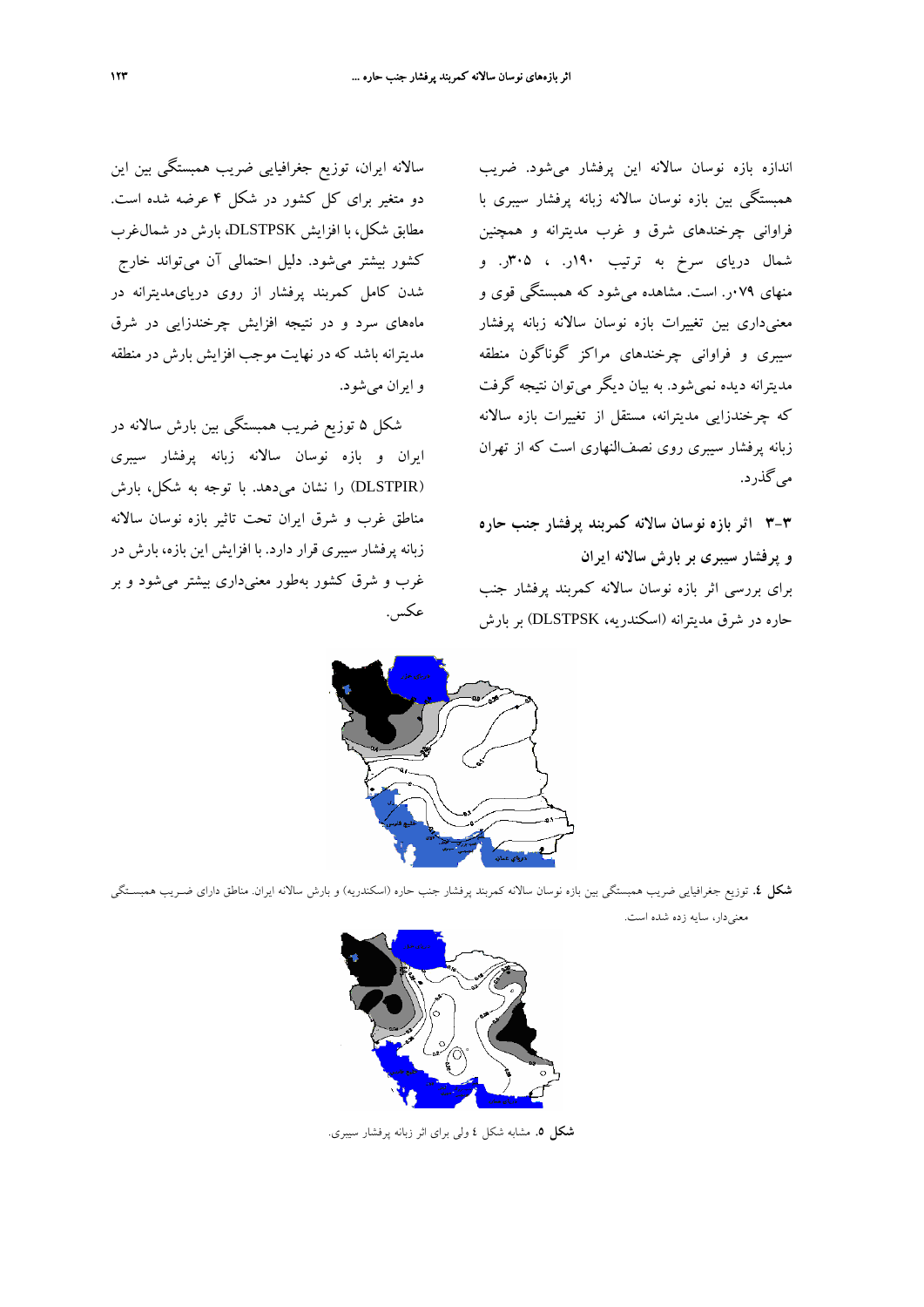اندازه بازه نوسان سالانه این پرفشار می‌شود. ضریب همبستگی بین بازه نوسان سالانه زبانه پرفشار سیبری با فراوانی چرخندهای شرق و غرب مدیترانه و همچنین شمال دریای سرخ به ترتیب ۰/۱۹ر. ، ۰/۳۰۵ر. و منهای ۰/۰۷۹ر. است. مشاهده می‌شود که همبستگی قوی و معنی‌داری بین تغییرات بازه نوسان سالانه زبانه پرفشار سیبری و فراوانی چرخندهای مراکز گوناگون منطقه مدیترانه دیده نمی‌شود. به بیان دیگر می‌توان نتیجه گرفت که چرخندزایی مدیترانه، مستقل از تغییرات بازه سالانه زبانه پرفشار سیبری روی نصف‌النهاری است که از تهران می‌گذرد.

### ۳-۳ اثر بازه نوسان سالانه کمربند پرفشار جنب حاره و پرفشار سیبری بر بارش سالانه ایران

برای بررسی اثر بازه نوسان سالانه کمربند پرفشار جنب حاره در شرق مدیترانه (اسکندریه، DLSTPSK) بر بارش سالانه ایران، توزیع جغرافیایی ضریب همبستگی بین این دو متغیر برای کل کشور در شکل ۴ عرضه شده است. مطابق شکل، با افزایش DLSTPSK، بارش در شمال‌غرب کشور بیشتر می‌شود. دلیل احتمالی آن می‌تواند خارج شدن کامل کمربند پرفشار از روی دریای‌مدیترانه در ماه‌های سرد و در نتیجه افزایش چرخندزایی در شرق مدیترانه باشد که در نهایت موجب افزایش بارش در منطقه و ایران می‌شود.

شکل ۵ توزیع ضریب همبستگی بین بارش سالانه در ایران و بازه نوسان سالانه زبانه پرفشار سیبری (DLSTPIR) را نشان می‌دهد. با توجه به شکل، بارش مناطق غرب و شرق ایران تحت تاثیر بازه نوسان سالانه زبانه پرفشار سیبری قرار دارد. با افزایش این بازه، بارش در غرب و شرق کشور به‌طور معنی‌داری بیشتر می‌شود و بر عکس.

**شکل ٤.** توزیع جغرافیایی ضریب همبستگی بین بازه نوسان سالانه کمربند پرفشار جنب حاره (اسکندریه) و بارش سالانه ایران. مناطق دارای ضریب همبستگی معنی‌دار، سایه زده شده است.

**شکل ٥.** مشابه شکل ٤ ولی برای اثر زبانه پرفشار سیبری.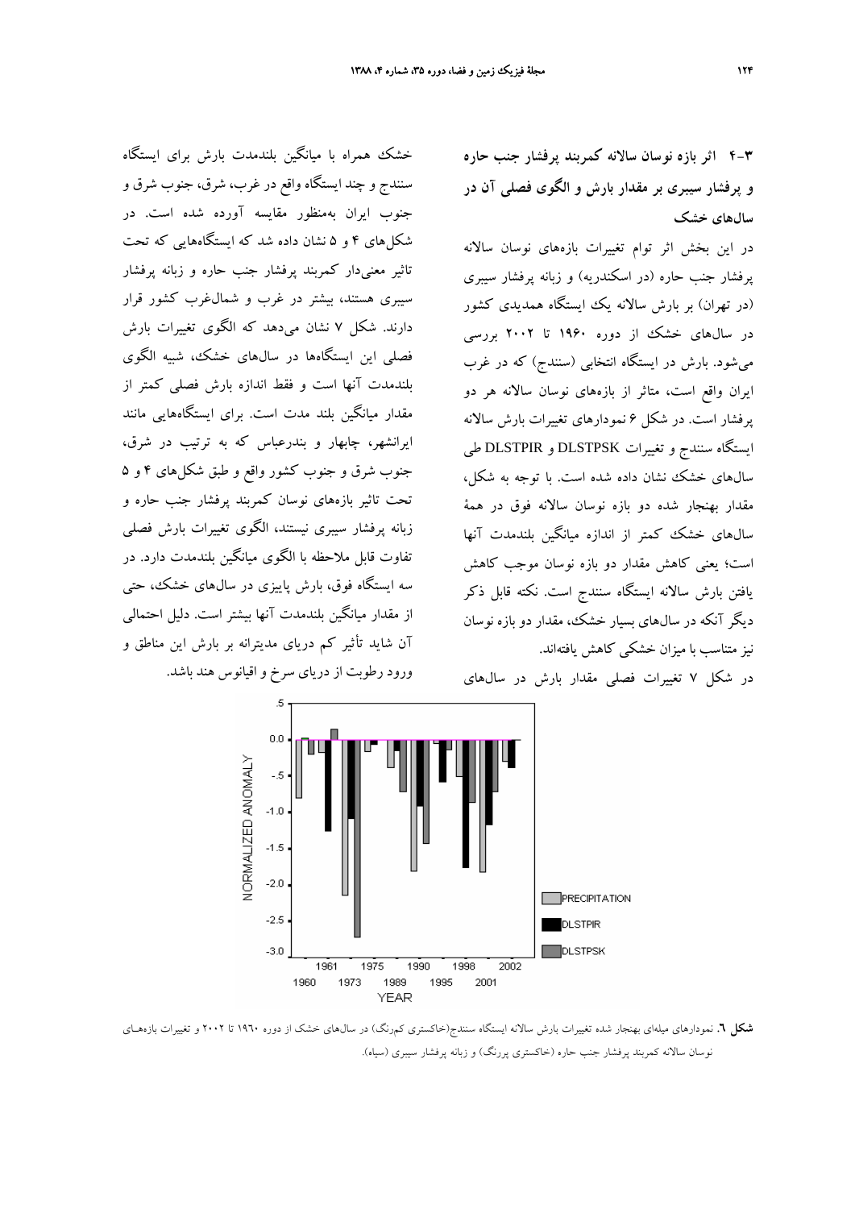### ۳-۴ اثر بازه نوسان سالانه کمربند پرفشار جنب حاره و پرفشار سیبری بر مقدار بارش و الگوی فصلی آن در سال‌های خشک

در این بخش اثر توام تغییرات بازه‌های نوسان سالانه پرفشار جنب حاره (در اسکندریه) و زبانه پرفشار سیبری (در تهران) بر بارش سالانه یک ایستگاه همدیدی کشور در سال‌های خشک از دوره ۱۹۶۰ تا ۲۰۰۲ بررسی می‌شود. بارش در ایستگاه انتخابی (سنندج) که در غرب ایران واقع است، متاثر از بازه‌های نوسان سالانه هر دو پرفشار است. در شکل ۶ نمودارهای تغییرات بارش سالانه ایستگاه سنندج و تغییرات DLSTPSK و DLSTPIR طی سال‌های خشک نشان داده شده است. با توجه به شکل، مقدار بهنجار شده دو بازه نوسان سالانه فوق در همهٔ سال‌های خشک کمتر از اندازه میانگین بلندمدت آنها است؛ یعنی کاهش مقدار دو بازه نوسان موجب کاهش یافتن بارش سالانه ایستگاه سنندج است. نکته قابل ذکر دیگر آنکه در سال‌های بسیار خشک، مقدار دو بازه نوسان نیز متناسب با میزان خشکی کاهش یافته‌اند.

در شکل ۷ تغییرات فصلی مقدار بارش در سال‌های خشک همراه با میانگین بلندمدت بارش برای ایستگاه سنندج و چند ایستگاه واقع در غرب، شرق، جنوب شرق و جنوب ایران به‌منظور مقایسه آورده شده است. در شکل‌های ۴ و ۵ نشان داده شد که ایستگاه‌هایی که تحت تاثیر معنی‌دار کمربند پرفشار جنب حاره و زبانه پرفشار سیبری هستند، بیشتر در غرب و شمال‌غرب کشور قرار دارند. شکل ۷ نشان می‌دهد که الگوی تغییرات بارش فصلی این ایستگاه‌ها در سال‌های خشک، شبیه الگوی بلندمدت آنها است و فقط اندازه بارش فصلی کمتر از مقدار میانگین بلند مدت است. برای ایستگاه‌هایی مانند ایرانشهر، چابهار و بندرعباس که به ترتیب در شرق، جنوب شرق و جنوب کشور واقع و طبق شکل‌های ۴ و ۵ تحت تاثیر بازه‌های نوسان کمربند پرفشار جنب حاره و زبانه پرفشار سیبری نیستند، الگوی تغییرات بارش فصلی تفاوت قابل ملاحظه با الگوی میانگین بلندمدت دارد. در سه ایستگاه فوق، بارش پاییزی در سال‌های خشک، حتی از مقدار میانگین بلندمدت آنها بیشتر است. دلیل احتمالی آن شاید تأثیر کم دریای مدیترانه بر بارش این مناطق و ورود رطوبت از دریای سرخ و اقیانوس هند باشد.

**شکل ۶.** نمودارهای میله‌ای بهنجار شده تغییرات بارش سالانه ایستگاه سنندج(خاکستری کم‌رنگ) در سال‌های خشک از دوره ۱۹۶۰ تا ۲۰۰۲ و تغییرات بازه‌های نوسان سالانه کمربند پرفشار جنب حاره (خاکستری پررنگ) و زبانه پرفشار سیبری (سیاه).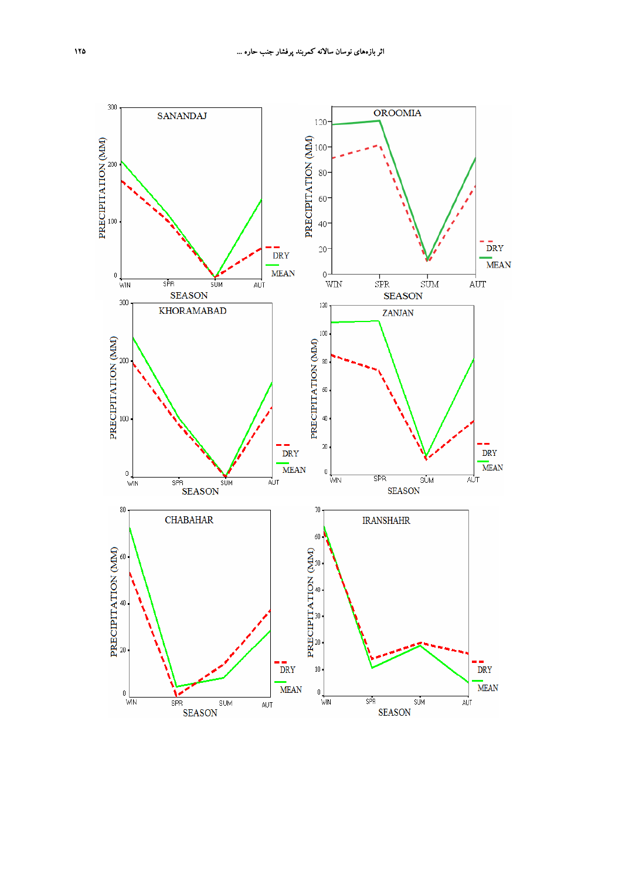SANANDAJ

PRECIPITATION (MM)

SEASON: WIN, SPR, SUM, AUT

DRY, MEAN

OROOMIA

PRECIPITATION (MM)

SEASON: WIN, SPR, SUM, AUT

DRY, MEAN

KHORAMABAD

PRECIPITATION (MM)

SEASON: WIN, SPR, SUM, AUT

DRY, MEAN

ZANJAN

PRECIPITATION (MM)

SEASON: WIN, SPR, SUM, AUT

DRY, MEAN

CHABAHAR

PRECIPITATION (MM)

SEASON: WIN, SPR, SUM, AUT

DRY, MEAN

IRANSHAHR

PRECIPITATION (MM)

SEASON: WIN, SPR, SUM, AUT

DRY, MEAN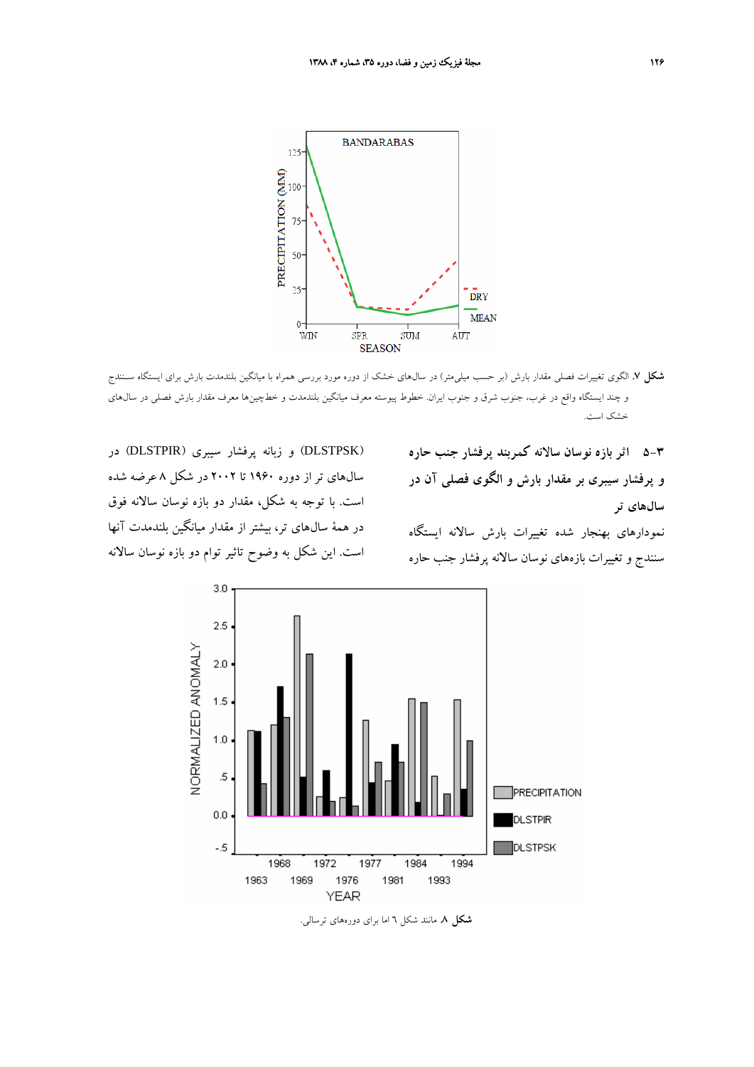**شکل ۷.** الگوی تغییرات فصلی مقدار بارش (بر حسب میلی‌متر) در سال‌های خشک از دورهٔ مورد بررسی همراه با میانگین بلندمدت بارش برای ایستگاه سنندج و چند ایستگاه واقع در غرب، جنوب غرب، جنوب شرق و جنوب ایران. خطوط پیوسته معرف میانگین بلندمدت و خط‌چین‌ها معرف مقدار بارش فصلی در سال‌های خشک است.

### ۳-۵ اثر بازه نوسان سالانه کمربند پرفشار جنب حاره و پرفشار سیبری بر مقدار بارش و الگوی فصلی آن در سال‌های تر

نمودارهای بهنجار شده تغییرات بارش سالانه ایستگاه سنندج و تغییرات بازه‌های نوسان سالانه پرفشار جنب حاره (DLSTPSK) و زبانه پرفشار سیبری (DLSTPIR) در سال‌های تر از دوره ۱۹۶۰ تا ۲۰۰۲ در شکل ۸ عرضه شده است. با توجه به شکل، مقدار دو بازه نوسان سالانه فوق در همهٔ سال‌های تر، بیشتر از مقدار میانگین بلندمدت آنها است. این شکل به وضوح تاثیر توام دو بازه نوسان سالانه

**شکل ۸.** مانند شکل ٦ اما برای دوره‌های ترسالی.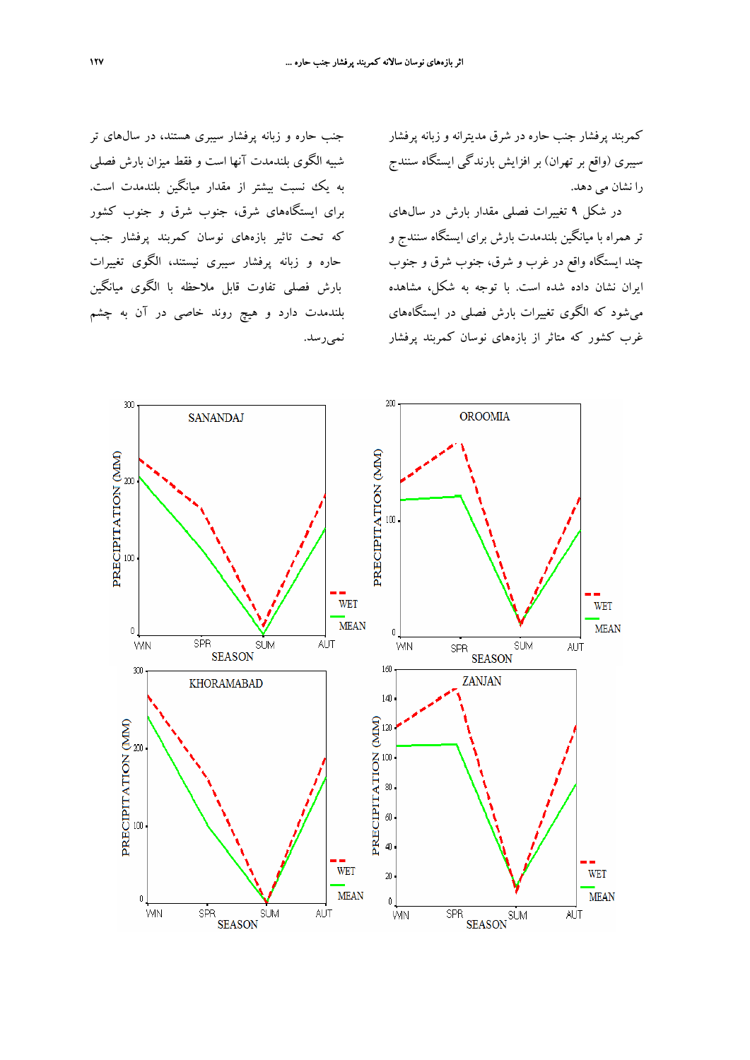کمربند پرفشار جنب حاره در شرق مدیترانه و زبانه پرفشار سیبری (واقع بر تهران) بر افزایش بارندگی ایستگاه سنندج را نشان می دهد.

در شکل ۹ تغییرات فصلی مقدار بارش در سال‌های تر همراه با میانگین بلندمدت بارش برای ایستگاه سنندج و چند ایستگاه واقع در غرب و شرق، جنوب شرق و جنوب ایران نشان داده شده است. با توجه به شکل، مشاهده می‌شود که الگوی تغییرات بارش فصلی در ایستگاه‌های غرب کشور که متاثر از بازه‌های نوسان کمربند پرفشار جنب حاره و زبانه پرفشار سیبری هستند، در سال‌های تر شبیه الگوی بلندمدت آنها است و فقط میزان بارش فصلی به یک نسبت بیشتر از مقدار میانگین بلندمدت است. برای ایستگاه‌های شرق، جنوب شرق و جنوب کشور که تحت تاثیر بازه‌های نوسان کمربند پرفشار جنب حاره و زبانه پرفشار سیبری نیستند، الگوی تغییرات بارش فصلی تفاوت قابل ملاحظه با الگوی میانگین بلندمدت دارد و هیچ روند خاصی در آن به چشم نمی‌رسد.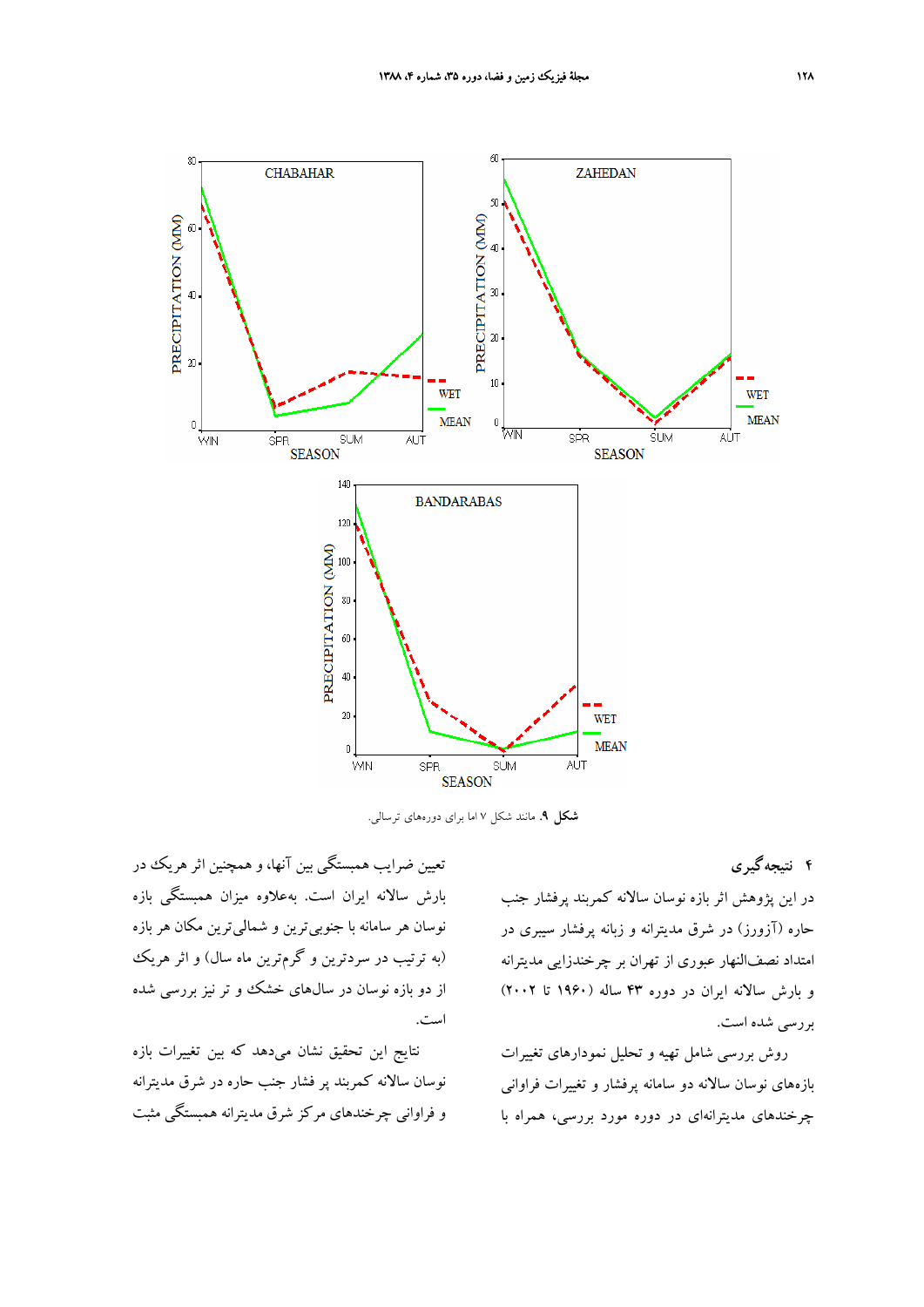**شکل ۹.** مانند شکل ۷ اما برای دوره‌های ترسالی.

## ۴ نتیجه‌گیری

در این پژوهش اثر بازه نوسان سالانه کمربند پرفشار جنب حاره (آزورز) در شرق مدیترانه و زبانه پرفشار سیبری در امتداد نصف‌النهار عبوری از تهران بر چرخندزایی مدیترانه و بارش سالانه ایران در دوره ۴۳ ساله (۱۹۶۰ تا ۲۰۰۲) بررسی شده است.

روش بررسی شامل تهیه و تحلیل نمودارهای تغییرات بازه‌های نوسان سالانه دو سامانه پرفشار و تغییرات فراوانی چرخندهای مدیترانه‌ای در دوره مورد بررسی، همراه با تعیین ضرایب همبستگی بین آنها، و همچنین اثر هریک در بارش سالانه ایران است. به‌علاوه میزان همبستگی بازه نوسان هر سامانه با جنوبی‌ترین و شمالی‌ترین مکان هر بازه (به ترتیب در سردترین و گرم‌ترین ماه سال) و اثر هریک از دو بازه نوسان در سال‌های خشک و تر نیز بررسی شده است.

نتایج این تحقیق نشان می‌دهد که بین تغییرات بازه نوسان سالانه کمربند پر فشار جنب حاره در شرق مدیترانه و فراوانی چرخندهای مرکز شرق مدیترانه همبستگی مثبت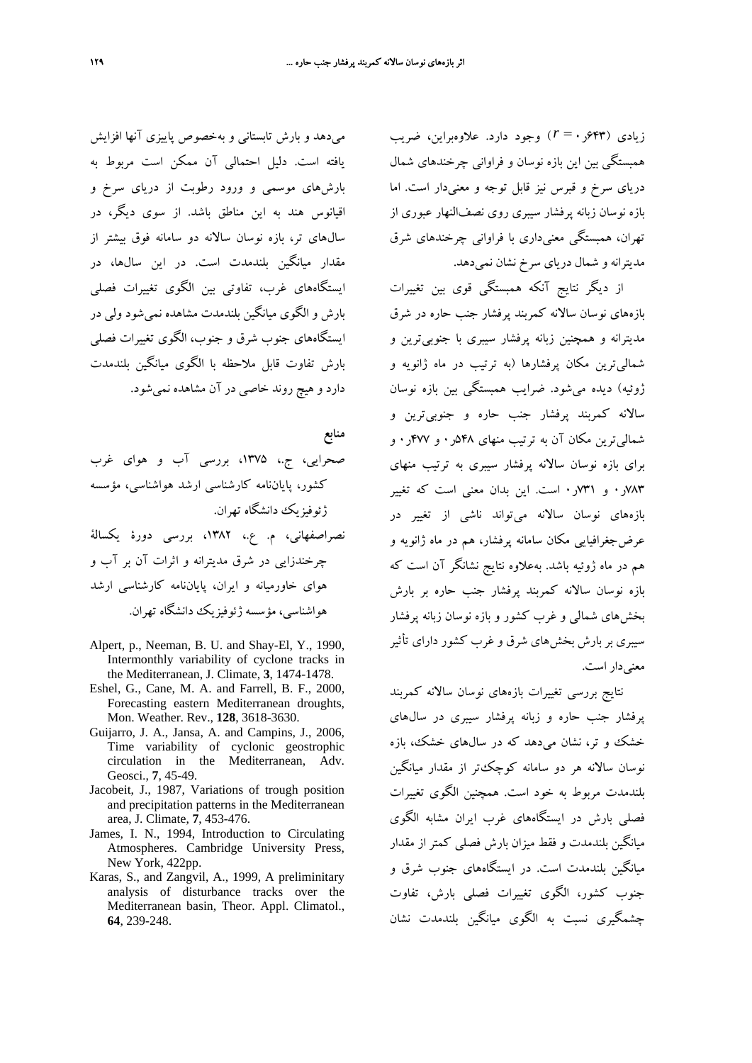زیادی ($r =$ ۰٫۶۴۳) وجود دارد. علاوه‌براین، ضریب همبستگی بین این بازه نوسان و فراوانی چرخندهای شمال دریای سرخ و قبرس نیز قابل توجه و معنی‌دار است. اما بازه نوسان زبانه پرفشار سیبری روی نصف‌النهار عبوری از تهران، همبستگی معنی‌داری با فراوانی چرخندهای شرق مدیترانه و شمال دریای سرخ نشان نمی‌دهد.

از دیگر نتایج آنکه همبستگی قوی بین تغییرات بازه‌های نوسان سالانه کمربند پرفشار جنب حاره در شرق مدیترانه و همچنین زبانه پرفشار سیبری با جنوبی‌ترین و شمالی‌ترین مکان پرفشارها (به ترتیب در ماه ژانویه و ژوئیه) دیده می‌شود. ضرایب همبستگی بین بازه نوسان سالانه کمربند پرفشار جنب حاره و جنوبی‌ترین و شمالی‌ترین مکان آن به ترتیب منهای ۰٫۵۴۸ و ۰٫۴۷۷ و برای بازه نوسان سالانه پرفشار سیبری به ترتیب منهای ۰٫۷۸۳ و ۰٫۷۳۱ است. این بدان معنی است که تغییر بازه‌های نوسان سالانه می‌تواند ناشی از تغییر در عرض‌جغرافیایی مکان سامانه پرفشار، هم در ماه ژانویه و هم در ماه ژوئیه باشد. به‌علاوه نتایج نشانگر آن است که بازه نوسان سالانه کمربند پرفشار جنب حاره بر بارش بخش‌های شمالی و غرب کشور و بازه نوسان زبانه پرفشار سیبری بر بارش بخش‌های شرق و غرب کشور دارای تأثیر معنی‌دار است.

نتایج بررسی تغییرات بازه‌های نوسان سالانه کمربند پرفشار جنب حاره و زبانه پرفشار سیبری در سال‌های خشک و تر، نشان می‌دهد که در سال‌های خشک، بازه نوسان سالانه هر دو سامانه کوچک‌تر از مقدار میانگین بلندمدت مربوط به خود است. همچنین الگوی تغییرات فصلی بارش در ایستگاه‌های غرب ایران مشابه الگوی میانگین بلندمدت و فقط میزان بارش فصلی کمتر از مقدار میانگین بلندمدت است. در ایستگاه‌های جنوب شرق و جنوب کشور، الگوی تغییرات فصلی بارش، تفاوت چشمگیری نسبت به الگوی میانگین بلندمدت نشان می‌دهد و بارش تابستانی و به‌خصوص پاییزی آنها افزایش یافته است. دلیل احتمالی آن ممکن است مربوط به بارش‌های موسمی و ورود رطوبت از دریای سرخ و اقیانوس هند به این مناطق باشد. از سوی دیگر، در سال‌های تر، بازه نوسان سالانه دو سامانه فوق بیشتر از مقدار میانگین بلندمدت است. در این سال‌ها، در ایستگاه‌های غرب، تفاوتی بین الگوی تغییرات فصلی بارش و الگوی میانگین بلندمدت مشاهده نمی‌شود ولی در ایستگاه‌های جنوب شرق و جنوب، الگوی تغییرات فصلی بارش تفاوت قابل ملاحظه با الگوی میانگین بلندمدت دارد و هیچ روند خاصی در آن مشاهده نمی‌شود.

## منابع

صحرایی، ج.، ۱۳۷۵، بررسی آب و هوای غرب کشور، پایان‌نامه کارشناسی ارشد هواشناسی، مؤسسه ژئوفیزیک دانشگاه تهران.

نصراصفهانی، م. ع.، ۱۳۸۲، بررسی دورهٔ یکسالهٔ چرخندزایی در شرق مدیترانه و اثرات آن بر آب و هوای خاورمیانه و ایران، پایان‌نامه کارشناسی ارشد هواشناسی، مؤسسه ژئوفیزیک دانشگاه تهران.

Alpert, p., Neeman, B. U. and Shay-El, Y., 1990, Intermonthly variability of cyclone tracks in the Mediterranean, J. Climate, **3**, 1474-1478.

Eshel, G., Cane, M. A. and Farrell, B. F., 2000, Forecasting eastern Mediterranean droughts, Mon. Weather. Rev., **128**, 3618-3630.

Guijarro, J. A., Jansa, A. and Campins, J., 2006, Time variability of cyclonic geostrophic circulation in the Mediterranean, Adv. Geosci., **7**, 45-49.

Jacobeit, J., 1987, Variations of trough position and precipitation patterns in the Mediterranean area, J. Climate, **7**, 453-476.

James, I. N., 1994, Introduction to Circulating Atmospheres. Cambridge University Press, New York, 422pp.

Karas, S., and Zangvil, A., 1999, A preliminitary analysis of disturbance tracks over the Mediterranean basin, Theor. Appl. Climatol., **64**, 239-248.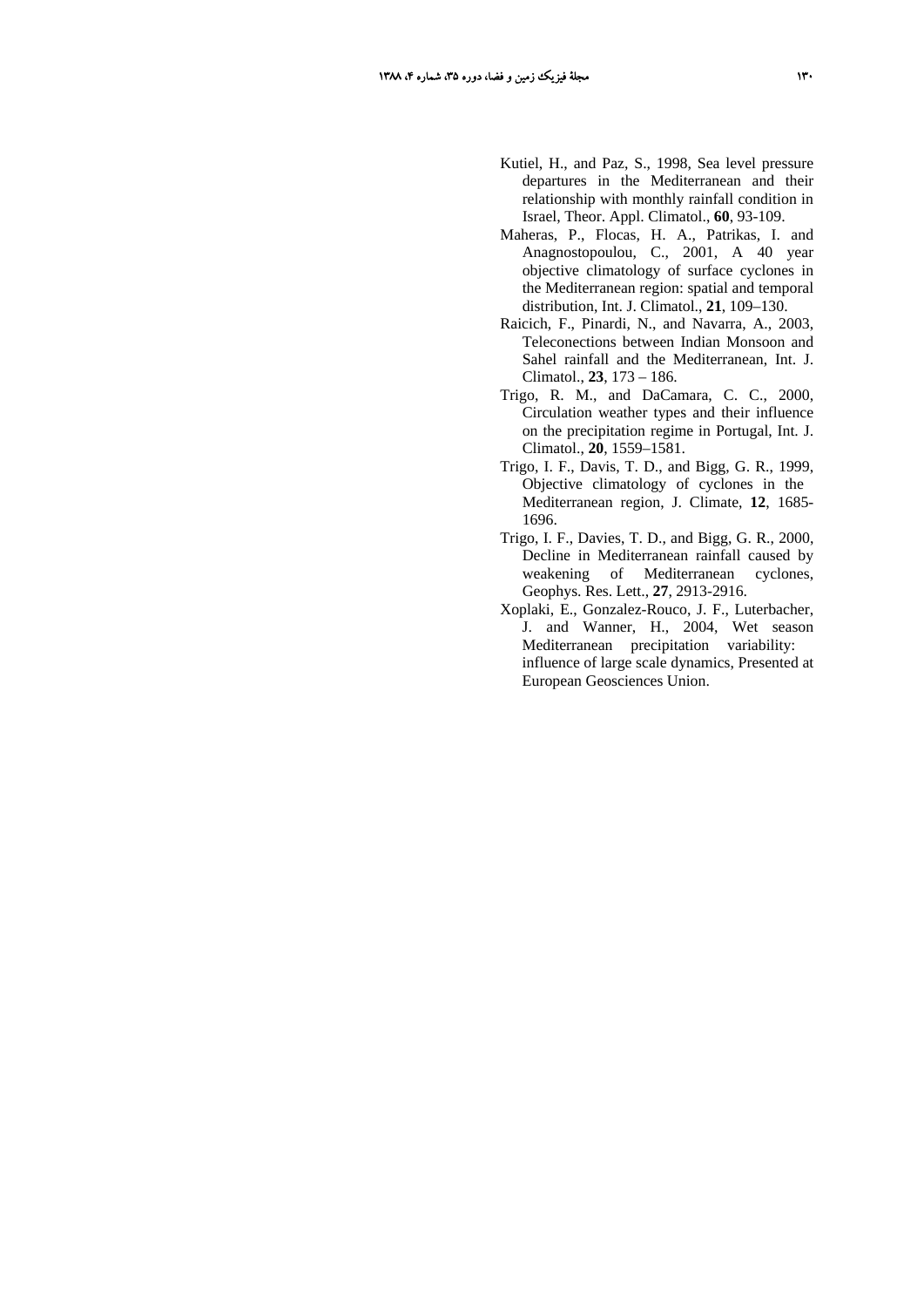Kutiel, H., and Paz, S., 1998, Sea level pressure departures in the Mediterranean and their relationship with monthly rainfall condition in Israel, Theor. Appl. Climatol., **60**, 93-109.

Maheras, P., Flocas, H. A., Patrikas, I. and Anagnostopoulou, C., 2001, A 40 year objective climatology of surface cyclones in the Mediterranean region: spatial and temporal distribution, Int. J. Climatol., **21**, 109–130.

Raicich, F., Pinardi, N., and Navarra, A., 2003, Teleconections between Indian Monsoon and Sahel rainfall and the Mediterranean, Int. J. Climatol., **23**, 173 – 186.

Trigo, R. M., and DaCamara, C. C., 2000, Circulation weather types and their influence on the precipitation regime in Portugal, Int. J. Climatol., **20**, 1559–1581.

Trigo, I. F., Davis, T. D., and Bigg, G. R., 1999, Objective climatology of cyclones in the Mediterranean region, J. Climate, **12**, 1685-1696.

Trigo, I. F., Davies, T. D., and Bigg, G. R., 2000, Decline in Mediterranean rainfall caused by weakening of Mediterranean cyclones, Geophys. Res. Lett., **27**, 2913-2916.

Xoplaki, E., Gonzalez-Rouco, J. F., Luterbacher, J. and Wanner, H., 2004, Wet season Mediterranean precipitation variability: influence of large scale dynamics, Presented at European Geosciences Union.